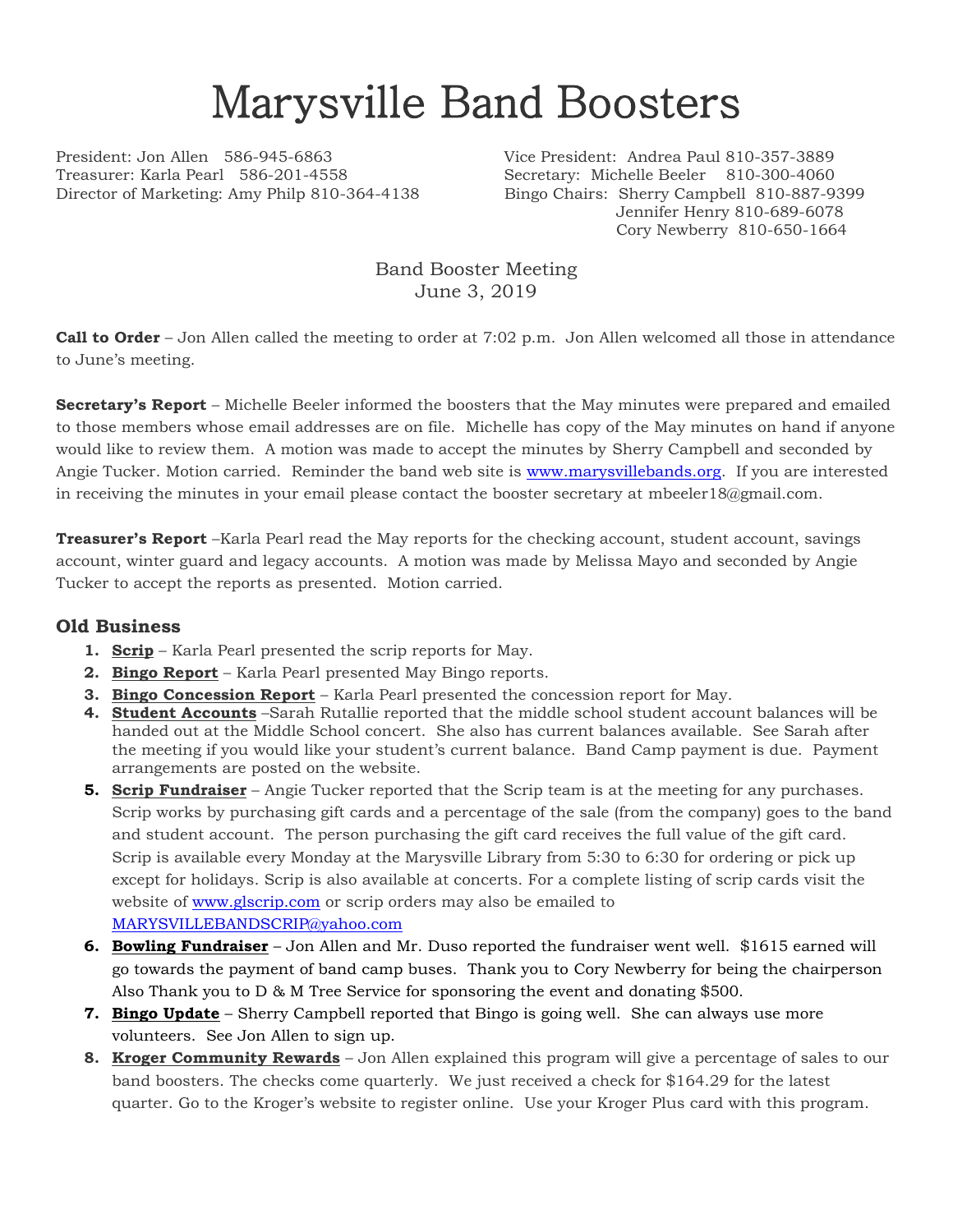# Marysville Band Boosters

President: Jon Allen 586-945-6863
Treasurer: Karla Pearl 586-201-4558
Director of Marketing: Amy Philp 810-364-4138

Vice President: Andrea Paul 810-357-3889
Secretary: Michelle Beeler 810-300-4060
Bingo Chairs: Sherry Campbell 810-887-9399
Jennifer Henry 810-689-6078
Cory Newberry 810-650-1664

Band Booster Meeting
June 3, 2019

**Call to Order** – Jon Allen called the meeting to order at 7:02 p.m. Jon Allen welcomed all those in attendance to June's meeting.

**Secretary's Report** – Michelle Beeler informed the boosters that the May minutes were prepared and emailed to those members whose email addresses are on file. Michelle has copy of the May minutes on hand if anyone would like to review them. A motion was made to accept the minutes by Sherry Campbell and seconded by Angie Tucker. Motion carried. Reminder the band web site is www.marysvillebands.org. If you are interested in receiving the minutes in your email please contact the booster secretary at mbeeler18@gmail.com.

**Treasurer's Report** –Karla Pearl read the May reports for the checking account, student account, savings account, winter guard and legacy accounts. A motion was made by Melissa Mayo and seconded by Angie Tucker to accept the reports as presented. Motion carried.

## Old Business

1. **Scrip** – Karla Pearl presented the scrip reports for May.
2. **Bingo Report** – Karla Pearl presented May Bingo reports.
3. **Bingo Concession Report** – Karla Pearl presented the concession report for May.
4. **Student Accounts** –Sarah Rutallie reported that the middle school student account balances will be handed out at the Middle School concert. She also has current balances available. See Sarah after the meeting if you would like your student's current balance. Band Camp payment is due. Payment arrangements are posted on the website.
5. **Scrip Fundraiser** – Angie Tucker reported that the Scrip team is at the meeting for any purchases. Scrip works by purchasing gift cards and a percentage of the sale (from the company) goes to the band and student account. The person purchasing the gift card receives the full value of the gift card. Scrip is available every Monday at the Marysville Library from 5:30 to 6:30 for ordering or pick up except for holidays. Scrip is also available at concerts. For a complete listing of scrip cards visit the website of www.glscrip.com or scrip orders may also be emailed to MARYSVILLEBANDSCRIP@yahoo.com
6. **Bowling Fundraiser** – Jon Allen and Mr. Duso reported the fundraiser went well. $1615 earned will go towards the payment of band camp buses. Thank you to Cory Newberry for being the chairperson Also Thank you to D & M Tree Service for sponsoring the event and donating $500.
7. **Bingo Update** – Sherry Campbell reported that Bingo is going well. She can always use more volunteers. See Jon Allen to sign up.
8. **Kroger Community Rewards** – Jon Allen explained this program will give a percentage of sales to our band boosters. The checks come quarterly. We just received a check for $164.29 for the latest quarter. Go to the Kroger's website to register online. Use your Kroger Plus card with this program.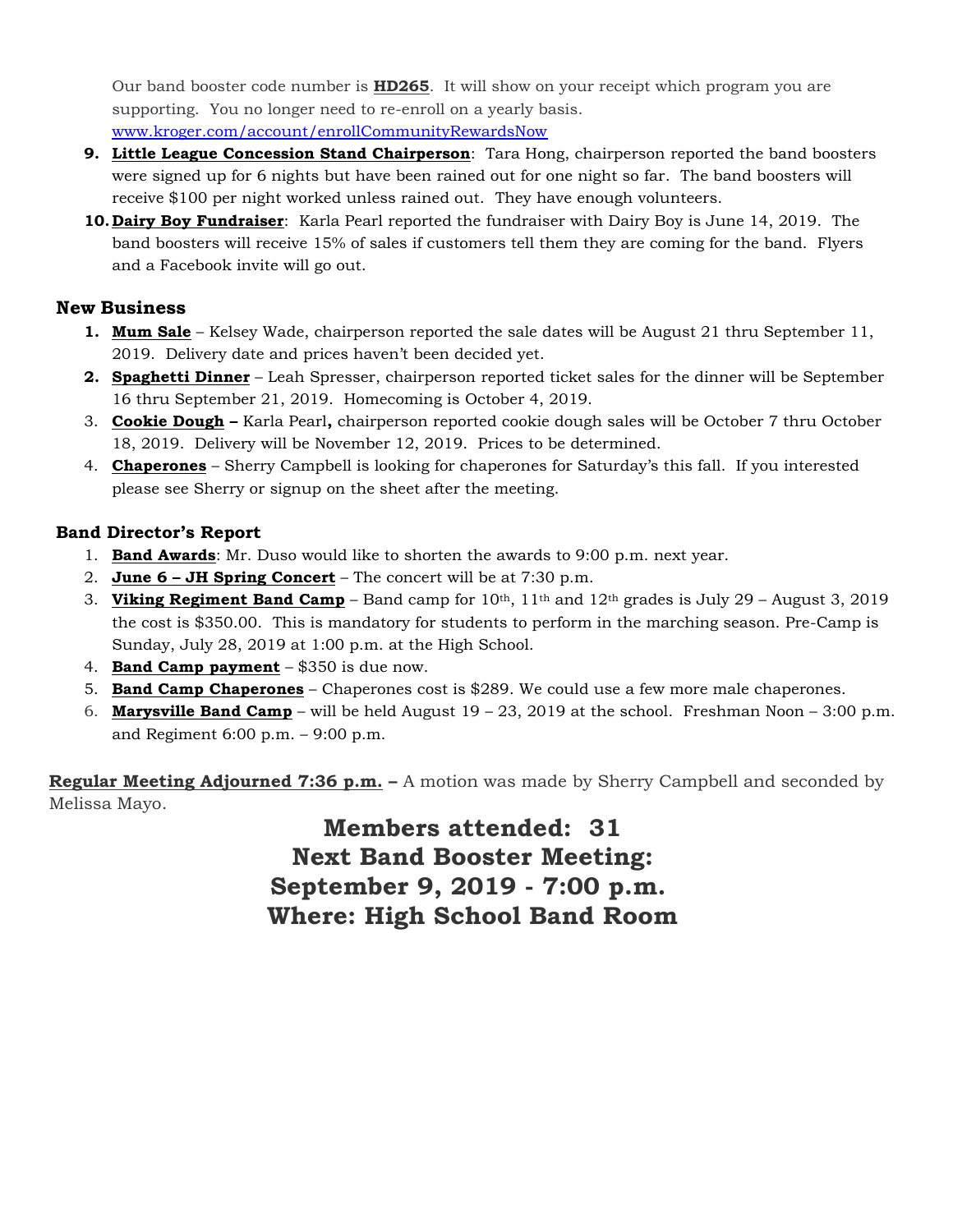Our band booster code number is **HD265**. It will show on your receipt which program you are supporting. You no longer need to re-enroll on a yearly basis. [www.kroger.com/account/enrollCommunityRewardsNow](www.kroger.com/account/enrollCommunityRewardsNow)

9. **Little League Concession Stand Chairperson**: Tara Hong, chairperson reported the band boosters were signed up for 6 nights but have been rained out for one night so far. The band boosters will receive $100 per night worked unless rained out. They have enough volunteers.
10. **Dairy Boy Fundraiser**: Karla Pearl reported the fundraiser with Dairy Boy is June 14, 2019. The band boosters will receive 15% of sales if customers tell them they are coming for the band. Flyers and a Facebook invite will go out.

## New Business

1. **Mum Sale** – Kelsey Wade, chairperson reported the sale dates will be August 21 thru September 11, 2019. Delivery date and prices haven't been decided yet.
2. **Spaghetti Dinner** – Leah Spresser, chairperson reported ticket sales for the dinner will be September 16 thru September 21, 2019. Homecoming is October 4, 2019.
3. **Cookie Dough –** Karla Pearl**,** chairperson reported cookie dough sales will be October 7 thru October 18, 2019. Delivery will be November 12, 2019. Prices to be determined.
4. **Chaperones** – Sherry Campbell is looking for chaperones for Saturday's this fall. If you interested please see Sherry or signup on the sheet after the meeting.

## Band Director's Report

1. **Band Awards**: Mr. Duso would like to shorten the awards to 9:00 p.m. next year.
2. **June 6 – JH Spring Concert** – The concert will be at 7:30 p.m.
3. **Viking Regiment Band Camp** – Band camp for 10th, 11th and 12th grades is July 29 – August 3, 2019 the cost is $350.00. This is mandatory for students to perform in the marching season. Pre-Camp is Sunday, July 28, 2019 at 1:00 p.m. at the High School.
4. **Band Camp payment** – $350 is due now.
5. **Band Camp Chaperones** – Chaperones cost is $289. We could use a few more male chaperones.
6. **Marysville Band Camp** – will be held August 19 – 23, 2019 at the school. Freshman Noon – 3:00 p.m. and Regiment 6:00 p.m. – 9:00 p.m.

**Regular Meeting Adjourned 7:36 p.m. –** A motion was made by Sherry Campbell and seconded by Melissa Mayo.

**Members attended: 31**
**Next Band Booster Meeting:**
**September 9, 2019 - 7:00 p.m.**
**Where: High School Band Room**